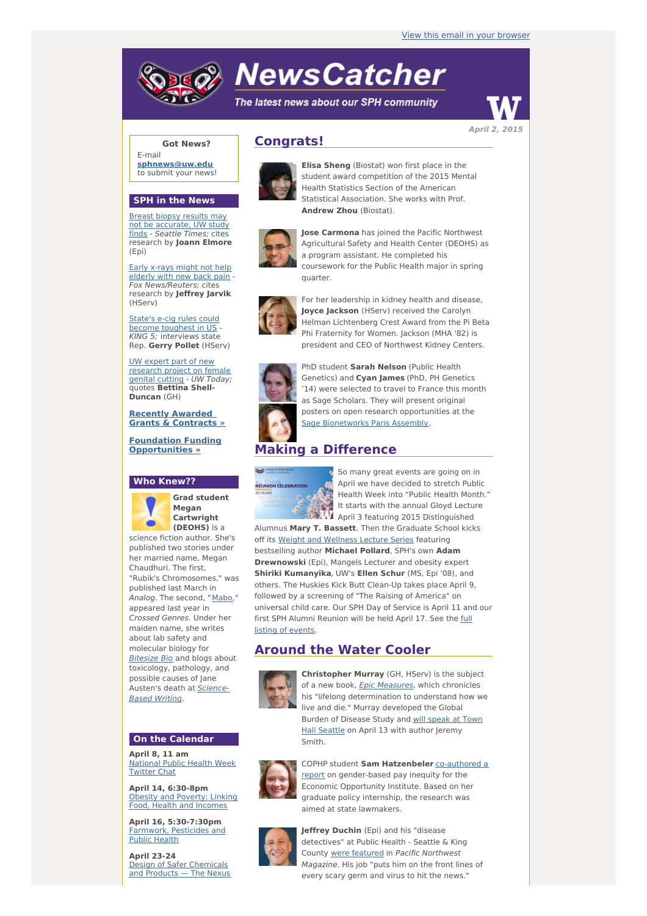View this email in your browser

# NewsCatcher

*The latest news about our SPH community*

*April 2, 2015*

**Got News?**
E-mail **sphnews@uw.edu** to submit your news!

## SPH in the News

Breast biopsy results may not be accurate, UW study finds - *Seattle Times;* cites research by **Joann Elmore** (Epi)

Early x-rays might not help elderly with new back pain - *Fox News/Reuters;* cites research by **Jeffrey Jarvik** (HServ)

State's e-cig rules could become toughest in US - *KING 5;* interviews state Rep. **Gerry Pollet** (HServ)

UW expert part of new research project on female genital cutting - *UW Today;* quotes **Bettina Shell-Duncan** (GH)

**Recently Awarded Grants & Contracts »**

**Foundation Funding Opportunities »**

## Who Knew??

**Grad student Megan Cartwright (DEOHS)** is a science fiction author. She's published two stories under her married name, Megan Chaudhuri. The first, "Rubik's Chromosomes," was published last March in *Analog*. The second, "Mabo," appeared last year in *Crossed Genres*. Under her maiden name, she writes about lab safety and molecular biology for *Bitesize Bio* and blogs about toxicology, pathology, and possible causes of Jane Austen's death at *Science-Based Writing*.

## On the Calendar

**April 8, 11 am**
National Public Health Week Twitter Chat

**April 14, 6:30-8pm**
Obesity and Poverty: Linking Food, Health and Incomes

**April 16, 5:30-7:30pm**
Farmwork, Pesticides and Public Health

**April 23-24**
Design of Safer Chemicals and Products — The Nexus

## Congrats!

**Elisa Sheng** (Biostat) won first place in the student award competition of the 2015 Mental Health Statistics Section of the American Statistical Association. She works with Prof. **Andrew Zhou** (Biostat).

**Jose Carmona** has joined the Pacific Northwest Agricultural Safety and Health Center (DEOHS) as a program assistant. He completed his coursework for the Public Health major in spring quarter.

For her leadership in kidney health and disease, **Joyce Jackson** (HServ) received the Carolyn Helman Lichtenberg Crest Award from the Pi Beta Phi Fraternity for Women. Jackson (MHA '82) is president and CEO of Northwest Kidney Centers.

PhD student **Sarah Nelson** (Public Health Genetics) and **Cyan James** (PhD, PH Genetics '14) were selected to travel to France this month as Sage Scholars. They will present original posters on open research opportunities at the Sage Bionetworks Paris Assembly.

## Making a Difference

So many great events are going on in April we have decided to stretch Public Health Week into "Public Health Month." It starts with the annual Gloyd Lecture April 3 featuring 2015 Distinguished Alumnus **Mary T. Bassett**. Then the Graduate School kicks off its Weight and Wellness Lecture Series featuring bestselling author **Michael Pollard**, SPH's own **Adam Drewnowski** (Epi), Mangels Lecturer and obesity expert **Shiriki Kumanyika**, UW's **Ellen Schur** (MS, Epi '08), and others. The Huskies Kick Butt Clean-Up takes place April 9, followed by a screening of "The Raising of America" on universal child care. Our SPH Day of Service is April 11 and our first SPH Alumni Reunion will be held April 17. See the full listing of events.

## Around the Water Cooler

**Christopher Murray** (GH, HServ) is the subject of a new book, *Epic Measures*, which chronicles his "lifelong determination to understand how we live and die." Murray developed the Global Burden of Disease Study and will speak at Town Hall Seattle on April 13 with author Jeremy Smith.

COPHP student **Sam Hatzenbeler** co-authored a report on gender-based pay inequity for the Economic Opportunity Institute. Based on her graduate policy internship, the research was aimed at state lawmakers.

**Jeffrey Duchin** (Epi) and his "disease detectives" at Public Health - Seattle & King County were featured in *Pacific Northwest Magazine*. His job "puts him on the front lines of every scary germ and virus to hit the news."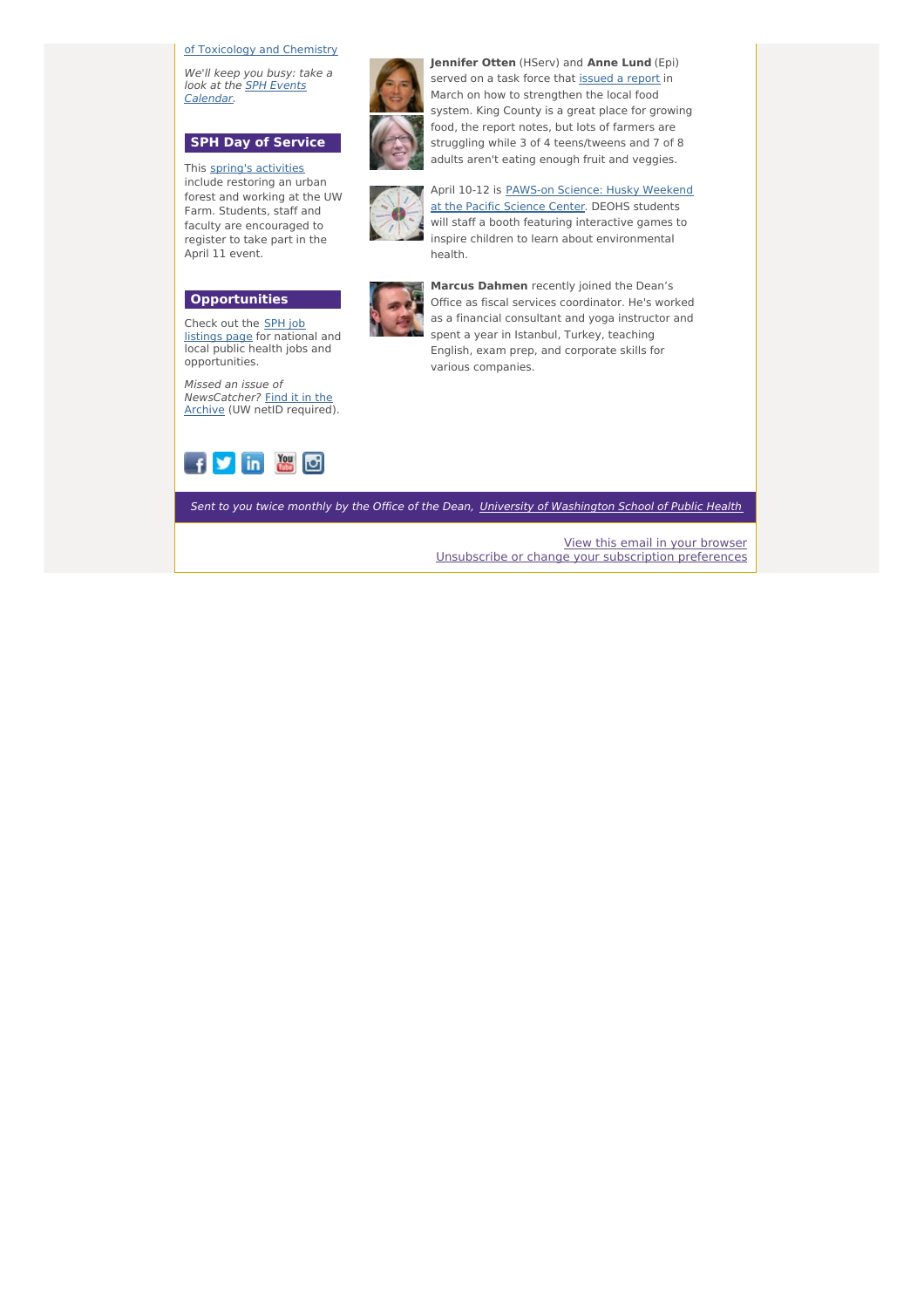of Toxicology and Chemistry

*We'll keep you busy: take a look at the SPH Events Calendar.*

## SPH Day of Service

This spring's activities include restoring an urban forest and working at the UW Farm. Students, staff and faculty are encouraged to register to take part in the April 11 event.

## Opportunities

Check out the SPH job listings page for national and local public health jobs and opportunities.

*Missed an issue of NewsCatcher?* Find it in the Archive (UW netID required).

**Jennifer Otten** (HServ) and **Anne Lund** (Epi) served on a task force that issued a report in March on how to strengthen the local food system. King County is a great place for growing food, the report notes, but lots of farmers are struggling while 3 of 4 teens/tweens and 7 of 8 adults aren't eating enough fruit and veggies.

April 10-12 is PAWS-on Science: Husky Weekend at the Pacific Science Center. DEOHS students will staff a booth featuring interactive games to inspire children to learn about environmental health.

**Marcus Dahmen** recently joined the Dean's Office as fiscal services coordinator. He's worked as a financial consultant and yoga instructor and spent a year in Istanbul, Turkey, teaching English, exam prep, and corporate skills for various companies.

*Sent to you twice monthly by the Office of the Dean, University of Washington School of Public Health*

View this email in your browser
Unsubscribe or change your subscription preferences